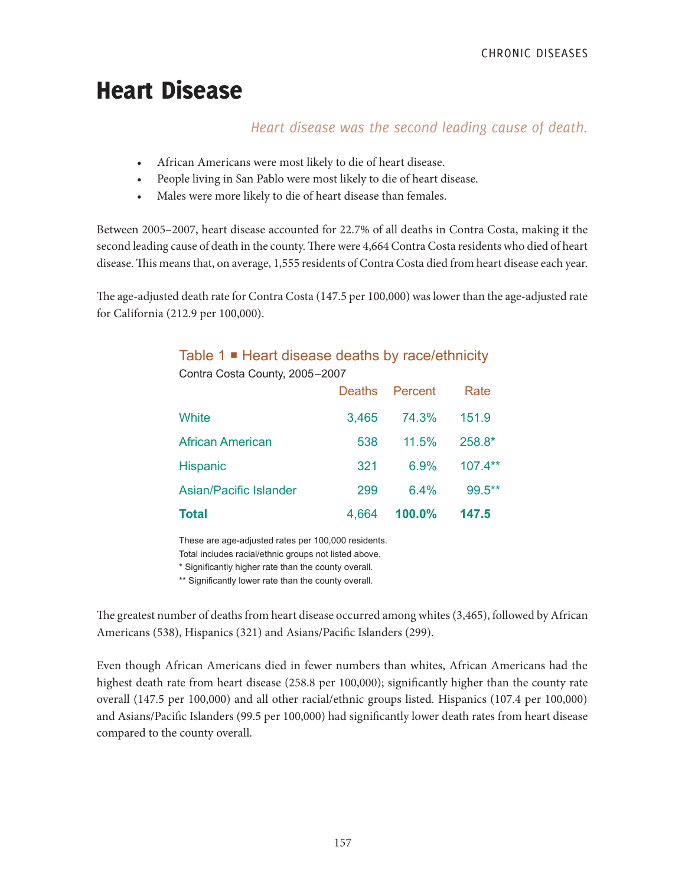# Heart Disease

*Heart disease was the second leading cause of death.*

- African Americans were most likely to die of heart disease.
- People living in San Pablo were most likely to die of heart disease.
- Males were more likely to die of heart disease than females.

Between 2005–2007, heart disease accounted for 22.7% of all deaths in Contra Costa, making it the second leading cause of death in the county. There were 4,664 Contra Costa residents who died of heart disease. This means that, on average, 1,555 residents of Contra Costa died from heart disease each year.

The age-adjusted death rate for Contra Costa (147.5 per 100,000) was lower than the age-adjusted rate for California (212.9 per 100,000).

**Table 1 ■ Heart disease deaths by race/ethnicity**

Contra Costa County, 2005–2007

| | Deaths | Percent | Rate |
|---|---|---|---|
| White | 3,465 | 74.3% | 151.9 |
| African American | 538 | 11.5% | 258.8* |
| Hispanic | 321 | 6.9% | 107.4** |
| Asian/Pacific Islander | 299 | 6.4% | 99.5** |
| **Total** | 4,664 | **100.0%** | **147.5** |

These are age-adjusted rates per 100,000 residents.
Total includes racial/ethnic groups not listed above.
* Significantly higher rate than the county overall.
** Significantly lower rate than the county overall.

The greatest number of deaths from heart disease occurred among whites (3,465), followed by African Americans (538), Hispanics (321) and Asians/Pacific Islanders (299).

Even though African Americans died in fewer numbers than whites, African Americans had the highest death rate from heart disease (258.8 per 100,000); significantly higher than the county rate overall (147.5 per 100,000) and all other racial/ethnic groups listed. Hispanics (107.4 per 100,000) and Asians/Pacific Islanders (99.5 per 100,000) had significantly lower death rates from heart disease compared to the county overall.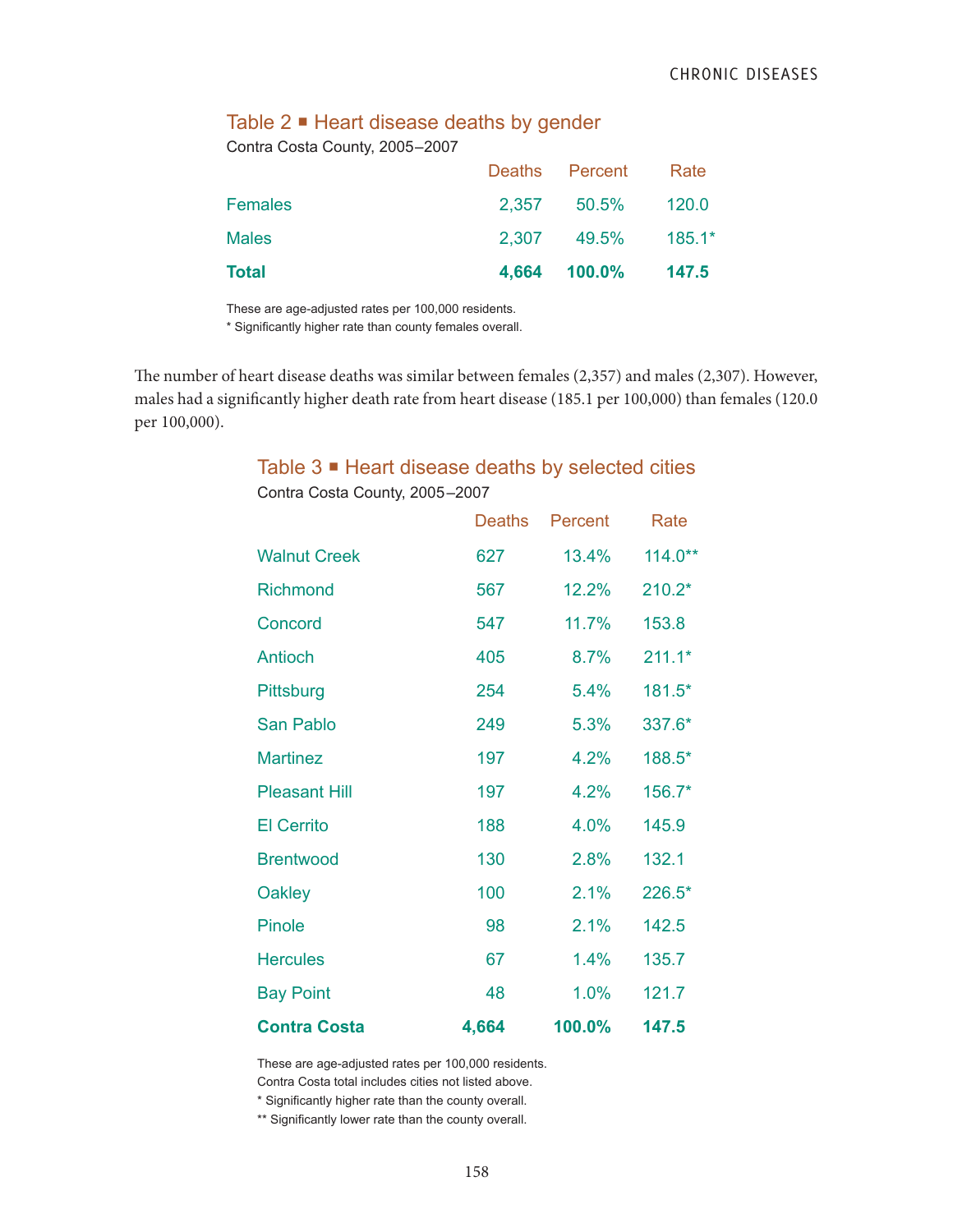### Table 2 ▪ Heart disease deaths by gender

Contra Costa County, 2005–2007

| | Deaths | Percent | Rate |
|---|---|---|---|
| Females | 2,357 | 50.5% | 120.0 |
| Males | 2,307 | 49.5% | 185.1* |
| **Total** | **4,664** | **100.0%** | **147.5** |

These are age-adjusted rates per 100,000 residents.
* Significantly higher rate than county females overall.

The number of heart disease deaths was similar between females (2,357) and males (2,307). However, males had a significantly higher death rate from heart disease (185.1 per 100,000) than females (120.0 per 100,000).

### Table 3 ▪ Heart disease deaths by selected cities

Contra Costa County, 2005–2007

| | Deaths | Percent | Rate |
|---|---|---|---|
| Walnut Creek | 627 | 13.4% | 114.0** |
| Richmond | 567 | 12.2% | 210.2* |
| Concord | 547 | 11.7% | 153.8 |
| Antioch | 405 | 8.7% | 211.1* |
| Pittsburg | 254 | 5.4% | 181.5* |
| San Pablo | 249 | 5.3% | 337.6* |
| Martinez | 197 | 4.2% | 188.5* |
| Pleasant Hill | 197 | 4.2% | 156.7* |
| El Cerrito | 188 | 4.0% | 145.9 |
| Brentwood | 130 | 2.8% | 132.1 |
| Oakley | 100 | 2.1% | 226.5* |
| Pinole | 98 | 2.1% | 142.5 |
| Hercules | 67 | 1.4% | 135.7 |
| Bay Point | 48 | 1.0% | 121.7 |
| **Contra Costa** | **4,664** | **100.0%** | **147.5** |

These are age-adjusted rates per 100,000 residents.
Contra Costa total includes cities not listed above.
* Significantly higher rate than the county overall.
** Significantly lower rate than the county overall.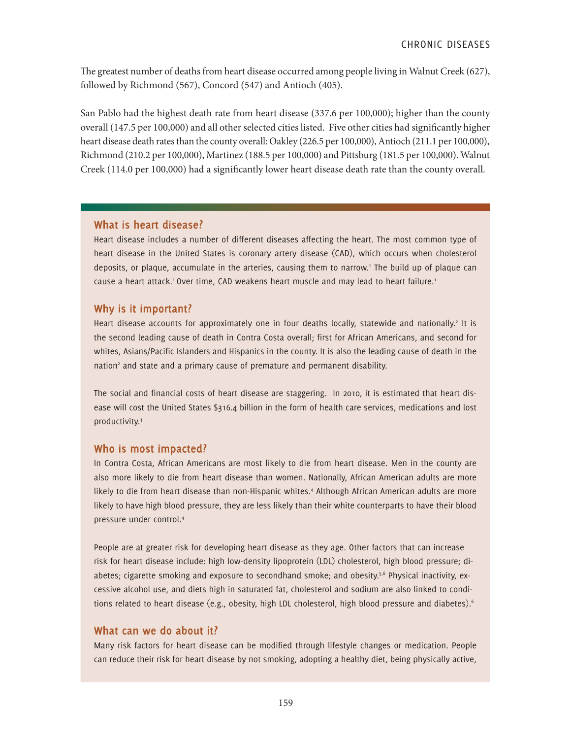The greatest number of deaths from heart disease occurred among people living in Walnut Creek (627), followed by Richmond (567), Concord (547) and Antioch (405).

San Pablo had the highest death rate from heart disease (337.6 per 100,000); higher than the county overall (147.5 per 100,000) and all other selected cities listed. Five other cities had significantly higher heart disease death rates than the county overall: Oakley (226.5 per 100,000), Antioch (211.1 per 100,000), Richmond (210.2 per 100,000), Martinez (188.5 per 100,000) and Pittsburg (181.5 per 100,000). Walnut Creek (114.0 per 100,000) had a significantly lower heart disease death rate than the county overall.

### What is heart disease?

Heart disease includes a number of different diseases affecting the heart. The most common type of heart disease in the United States is coronary artery disease (CAD), which occurs when cholesterol deposits, or plaque, accumulate in the arteries, causing them to narrow.[1] The build up of plaque can cause a heart attack.[1] Over time, CAD weakens heart muscle and may lead to heart failure.[1]

### Why is it important?

Heart disease accounts for approximately one in four deaths locally, statewide and nationally.[2] It is the second leading cause of death in Contra Costa overall; first for African Americans, and second for whites, Asians/Pacific Islanders and Hispanics in the county. It is also the leading cause of death in the nation[2] and state and a primary cause of premature and permanent disability.

The social and financial costs of heart disease are staggering. In 2010, it is estimated that heart disease will cost the United States $316.4 billion in the form of health care services, medications and lost productivity.[3]

### Who is most impacted?

In Contra Costa, African Americans are most likely to die from heart disease. Men in the county are also more likely to die from heart disease than women. Nationally, African American adults are more likely to die from heart disease than non-Hispanic whites.[4] Although African American adults are more likely to have high blood pressure, they are less likely than their white counterparts to have their blood pressure under control.[4]

People are at greater risk for developing heart disease as they age. Other factors that can increase risk for heart disease include: high low-density lipoprotein (LDL) cholesterol, high blood pressure; diabetes; cigarette smoking and exposure to secondhand smoke; and obesity.[5,6] Physical inactivity, excessive alcohol use, and diets high in saturated fat, cholesterol and sodium are also linked to conditions related to heart disease (e.g., obesity, high LDL cholesterol, high blood pressure and diabetes).[6]

### What can we do about it?

Many risk factors for heart disease can be modified through lifestyle changes or medication. People can reduce their risk for heart disease by not smoking, adopting a healthy diet, being physically active,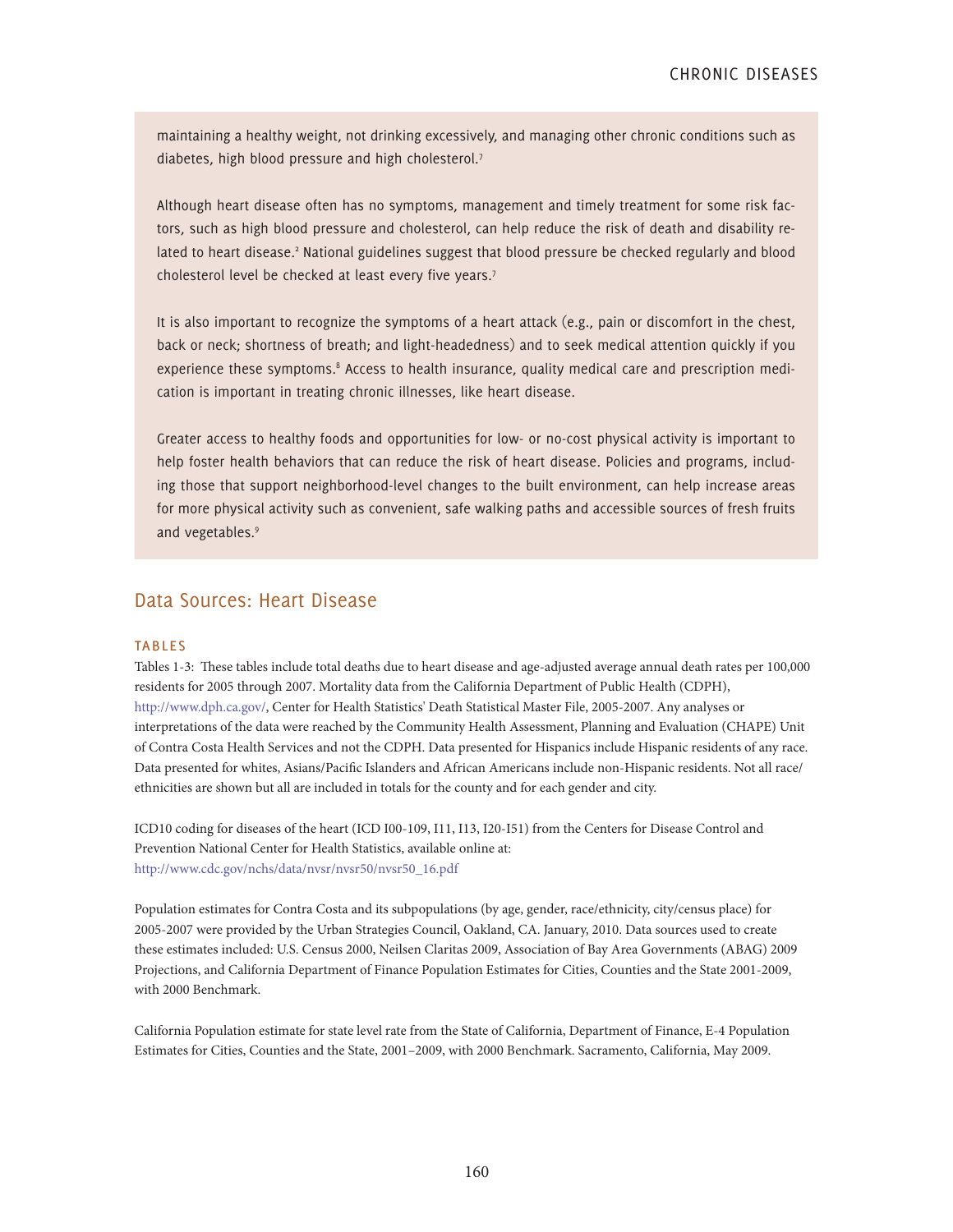maintaining a healthy weight, not drinking excessively, and managing other chronic conditions such as diabetes, high blood pressure and high cholesterol.[7]

Although heart disease often has no symptoms, management and timely treatment for some risk factors, such as high blood pressure and cholesterol, can help reduce the risk of death and disability related to heart disease.[2] National guidelines suggest that blood pressure be checked regularly and blood cholesterol level be checked at least every five years.[7]

It is also important to recognize the symptoms of a heart attack (e.g., pain or discomfort in the chest, back or neck; shortness of breath; and light-headedness) and to seek medical attention quickly if you experience these symptoms.[8] Access to health insurance, quality medical care and prescription medication is important in treating chronic illnesses, like heart disease.

Greater access to healthy foods and opportunities for low- or no-cost physical activity is important to help foster health behaviors that can reduce the risk of heart disease. Policies and programs, including those that support neighborhood-level changes to the built environment, can help increase areas for more physical activity such as convenient, safe walking paths and accessible sources of fresh fruits and vegetables.[9]

## Data Sources: Heart Disease

### TABLES

Tables 1-3: These tables include total deaths due to heart disease and age-adjusted average annual death rates per 100,000 residents for 2005 through 2007. Mortality data from the California Department of Public Health (CDPH), http://www.dph.ca.gov/, Center for Health Statistics' Death Statistical Master File, 2005-2007. Any analyses or interpretations of the data were reached by the Community Health Assessment, Planning and Evaluation (CHAPE) Unit of Contra Costa Health Services and not the CDPH. Data presented for Hispanics include Hispanic residents of any race. Data presented for whites, Asians/Pacific Islanders and African Americans include non-Hispanic residents. Not all race/ethnicities are shown but all are included in totals for the county and for each gender and city.

ICD10 coding for diseases of the heart (ICD I00-109, I11, I13, I20-I51) from the Centers for Disease Control and Prevention National Center for Health Statistics, available online at: http://www.cdc.gov/nchs/data/nvsr/nvsr50/nvsr50_16.pdf

Population estimates for Contra Costa and its subpopulations (by age, gender, race/ethnicity, city/census place) for 2005-2007 were provided by the Urban Strategies Council, Oakland, CA. January, 2010. Data sources used to create these estimates included: U.S. Census 2000, Neilsen Claritas 2009, Association of Bay Area Governments (ABAG) 2009 Projections, and California Department of Finance Population Estimates for Cities, Counties and the State 2001-2009, with 2000 Benchmark.

California Population estimate for state level rate from the State of California, Department of Finance, E-4 Population Estimates for Cities, Counties and the State, 2001–2009, with 2000 Benchmark. Sacramento, California, May 2009.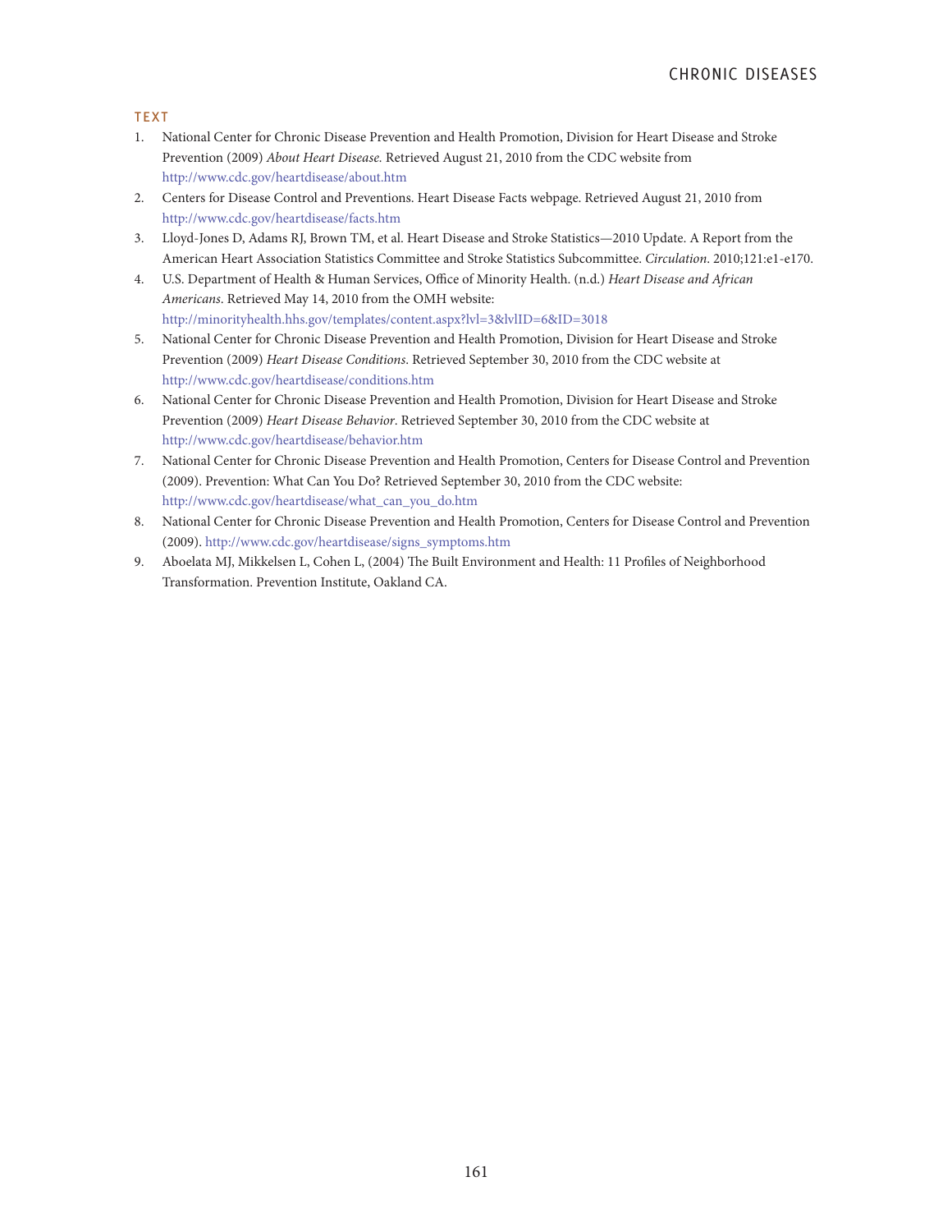## TEXT

1. National Center for Chronic Disease Prevention and Health Promotion, Division for Heart Disease and Stroke Prevention (2009) *About Heart Disease.* Retrieved August 21, 2010 from the CDC website from http://www.cdc.gov/heartdisease/about.htm
2. Centers for Disease Control and Preventions. Heart Disease Facts webpage. Retrieved August 21, 2010 from http://www.cdc.gov/heartdisease/facts.htm
3. Lloyd-Jones D, Adams RJ, Brown TM, et al. Heart Disease and Stroke Statistics—2010 Update. A Report from the American Heart Association Statistics Committee and Stroke Statistics Subcommittee. *Circulation*. 2010;121:e1-e170.
4. U.S. Department of Health & Human Services, Office of Minority Health. (n.d.) *Heart Disease and African Americans*. Retrieved May 14, 2010 from the OMH website: http://minorityhealth.hhs.gov/templates/content.aspx?lvl=3&lvlID=6&ID=3018
5. National Center for Chronic Disease Prevention and Health Promotion, Division for Heart Disease and Stroke Prevention (2009) *Heart Disease Conditions*. Retrieved September 30, 2010 from the CDC website at http://www.cdc.gov/heartdisease/conditions.htm
6. National Center for Chronic Disease Prevention and Health Promotion, Division for Heart Disease and Stroke Prevention (2009) *Heart Disease Behavior*. Retrieved September 30, 2010 from the CDC website at http://www.cdc.gov/heartdisease/behavior.htm
7. National Center for Chronic Disease Prevention and Health Promotion, Centers for Disease Control and Prevention (2009). Prevention: What Can You Do? Retrieved September 30, 2010 from the CDC website: http://www.cdc.gov/heartdisease/what_can_you_do.htm
8. National Center for Chronic Disease Prevention and Health Promotion, Centers for Disease Control and Prevention (2009). http://www.cdc.gov/heartdisease/signs_symptoms.htm
9. Aboelata MJ, Mikkelsen L, Cohen L, (2004) The Built Environment and Health: 11 Profiles of Neighborhood Transformation. Prevention Institute, Oakland CA.